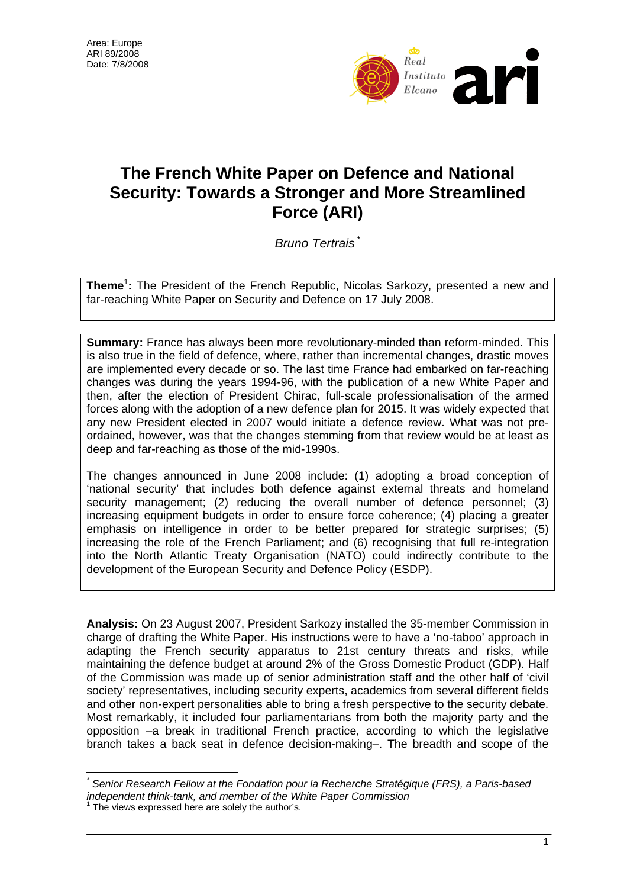Area: Europe
ARI 89/2008
Date: 7/8/2008

# The French White Paper on Defence and National Security: Towards a Stronger and More Streamlined Force (ARI)

*Bruno Tertrais* [*]

**Theme**[1]**:** The President of the French Republic, Nicolas Sarkozy, presented a new and far-reaching White Paper on Security and Defence on 17 July 2008.

**Summary:** France has always been more revolutionary-minded than reform-minded. This is also true in the field of defence, where, rather than incremental changes, drastic moves are implemented every decade or so. The last time France had embarked on far-reaching changes was during the years 1994-96, with the publication of a new White Paper and then, after the election of President Chirac, full-scale professionalisation of the armed forces along with the adoption of a new defence plan for 2015. It was widely expected that any new President elected in 2007 would initiate a defence review. What was not pre-ordained, however, was that the changes stemming from that review would be at least as deep and far-reaching as those of the mid-1990s.

The changes announced in June 2008 include: (1) adopting a broad conception of 'national security' that includes both defence against external threats and homeland security management; (2) reducing the overall number of defence personnel; (3) increasing equipment budgets in order to ensure force coherence; (4) placing a greater emphasis on intelligence in order to be better prepared for strategic surprises; (5) increasing the role of the French Parliament; and (6) recognising that full re-integration into the North Atlantic Treaty Organisation (NATO) could indirectly contribute to the development of the European Security and Defence Policy (ESDP).

**Analysis:** On 23 August 2007, President Sarkozy installed the 35-member Commission in charge of drafting the White Paper. His instructions were to have a 'no-taboo' approach in adapting the French security apparatus to 21st century threats and risks, while maintaining the defence budget at around 2% of the Gross Domestic Product (GDP). Half of the Commission was made up of senior administration staff and the other half of 'civil society' representatives, including security experts, academics from several different fields and other non-expert personalities able to bring a fresh perspective to the security debate. Most remarkably, it included four parliamentarians from both the majority party and the opposition –a break in traditional French practice, according to which the legislative branch takes a back seat in defence decision-making–. The breadth and scope of the

---

[*] *Senior Research Fellow at the Fondation pour la Recherche Stratégique (FRS), a Paris-based independent think-tank, and member of the White Paper Commission*

[1] The views expressed here are solely the author's.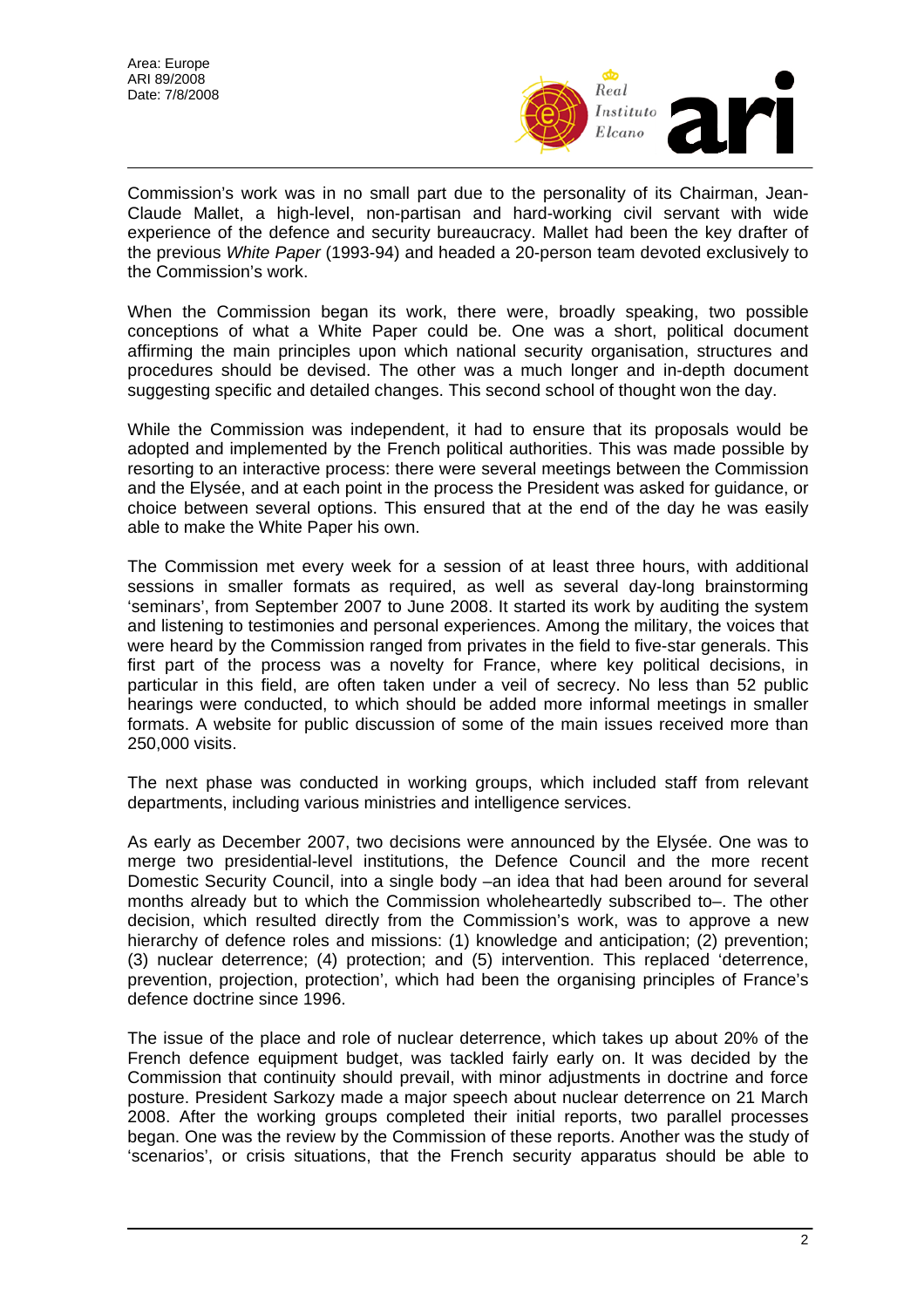Commission's work was in no small part due to the personality of its Chairman, Jean-Claude Mallet, a high-level, non-partisan and hard-working civil servant with wide experience of the defence and security bureaucracy. Mallet had been the key drafter of the previous *White Paper* (1993-94) and headed a 20-person team devoted exclusively to the Commission's work.

When the Commission began its work, there were, broadly speaking, two possible conceptions of what a White Paper could be. One was a short, political document affirming the main principles upon which national security organisation, structures and procedures should be devised. The other was a much longer and in-depth document suggesting specific and detailed changes. This second school of thought won the day.

While the Commission was independent, it had to ensure that its proposals would be adopted and implemented by the French political authorities. This was made possible by resorting to an interactive process: there were several meetings between the Commission and the Elysée, and at each point in the process the President was asked for guidance, or choice between several options. This ensured that at the end of the day he was easily able to make the White Paper his own.

The Commission met every week for a session of at least three hours, with additional sessions in smaller formats as required, as well as several day-long brainstorming 'seminars', from September 2007 to June 2008. It started its work by auditing the system and listening to testimonies and personal experiences. Among the military, the voices that were heard by the Commission ranged from privates in the field to five-star generals. This first part of the process was a novelty for France, where key political decisions, in particular in this field, are often taken under a veil of secrecy. No less than 52 public hearings were conducted, to which should be added more informal meetings in smaller formats. A website for public discussion of some of the main issues received more than 250,000 visits.

The next phase was conducted in working groups, which included staff from relevant departments, including various ministries and intelligence services.

As early as December 2007, two decisions were announced by the Elysée. One was to merge two presidential-level institutions, the Defence Council and the more recent Domestic Security Council, into a single body –an idea that had been around for several months already but to which the Commission wholeheartedly subscribed to–. The other decision, which resulted directly from the Commission's work, was to approve a new hierarchy of defence roles and missions: (1) knowledge and anticipation; (2) prevention; (3) nuclear deterrence; (4) protection; and (5) intervention. This replaced 'deterrence, prevention, projection, protection', which had been the organising principles of France's defence doctrine since 1996.

The issue of the place and role of nuclear deterrence, which takes up about 20% of the French defence equipment budget, was tackled fairly early on. It was decided by the Commission that continuity should prevail, with minor adjustments in doctrine and force posture. President Sarkozy made a major speech about nuclear deterrence on 21 March 2008. After the working groups completed their initial reports, two parallel processes began. One was the review by the Commission of these reports. Another was the study of 'scenarios', or crisis situations, that the French security apparatus should be able to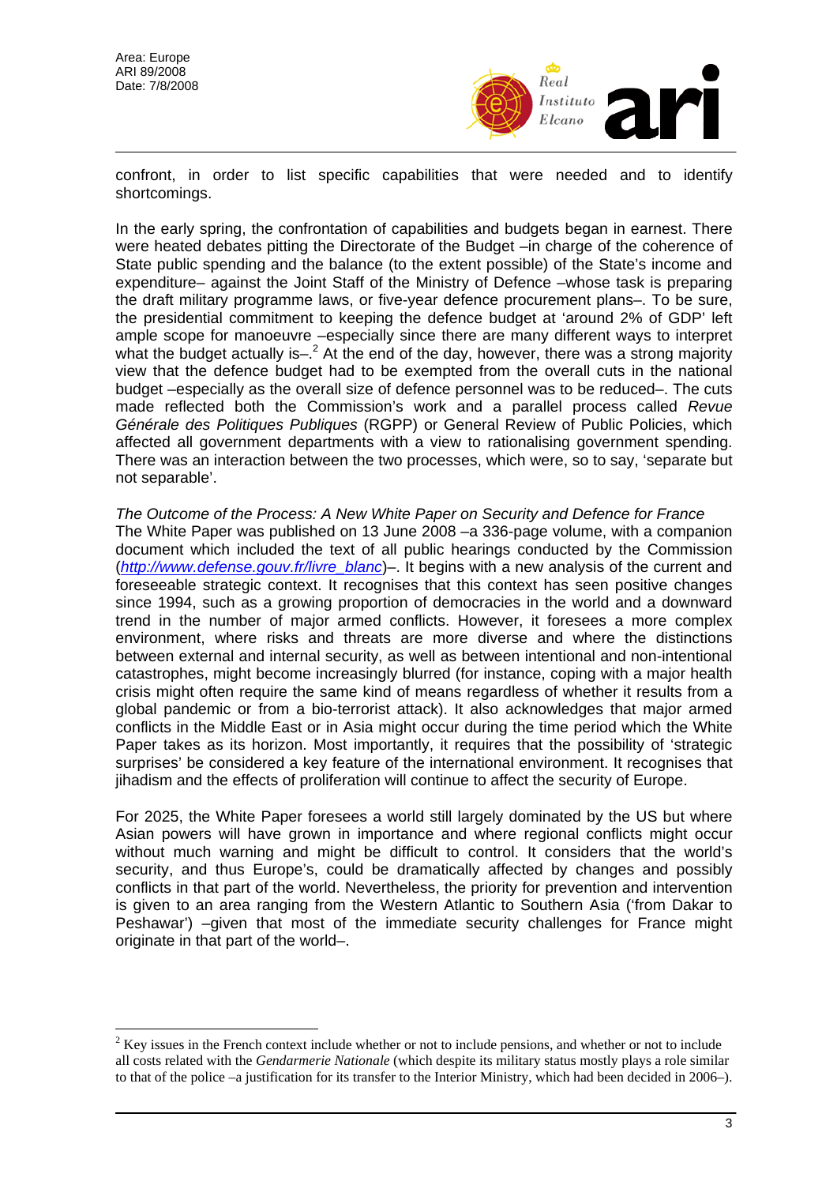confront, in order to list specific capabilities that were needed and to identify shortcomings.

In the early spring, the confrontation of capabilities and budgets began in earnest. There were heated debates pitting the Directorate of the Budget –in charge of the coherence of State public spending and the balance (to the extent possible) of the State's income and expenditure– against the Joint Staff of the Ministry of Defence –whose task is preparing the draft military programme laws, or five-year defence procurement plans–. To be sure, the presidential commitment to keeping the defence budget at 'around 2% of GDP' left ample scope for manoeuvre –especially since there are many different ways to interpret what the budget actually is–.[2] At the end of the day, however, there was a strong majority view that the defence budget had to be exempted from the overall cuts in the national budget –especially as the overall size of defence personnel was to be reduced–. The cuts made reflected both the Commission's work and a parallel process called *Revue Générale des Politiques Publiques* (RGPP) or General Review of Public Policies, which affected all government departments with a view to rationalising government spending. There was an interaction between the two processes, which were, so to say, 'separate but not separable'.

*The Outcome of the Process: A New White Paper on Security and Defence for France*

The White Paper was published on 13 June 2008 –a 336-page volume, with a companion document which included the text of all public hearings conducted by the Commission (*http://www.defense.gouv.fr/livre_blanc*)–. It begins with a new analysis of the current and foreseeable strategic context. It recognises that this context has seen positive changes since 1994, such as a growing proportion of democracies in the world and a downward trend in the number of major armed conflicts. However, it foresees a more complex environment, where risks and threats are more diverse and where the distinctions between external and internal security, as well as between intentional and non-intentional catastrophes, might become increasingly blurred (for instance, coping with a major health crisis might often require the same kind of means regardless of whether it results from a global pandemic or from a bio-terrorist attack). It also acknowledges that major armed conflicts in the Middle East or in Asia might occur during the time period which the White Paper takes as its horizon. Most importantly, it requires that the possibility of 'strategic surprises' be considered a key feature of the international environment. It recognises that jihadism and the effects of proliferation will continue to affect the security of Europe.

For 2025, the White Paper foresees a world still largely dominated by the US but where Asian powers will have grown in importance and where regional conflicts might occur without much warning and might be difficult to control. It considers that the world's security, and thus Europe's, could be dramatically affected by changes and possibly conflicts in that part of the world. Nevertheless, the priority for prevention and intervention is given to an area ranging from the Western Atlantic to Southern Asia ('from Dakar to Peshawar') –given that most of the immediate security challenges for France might originate in that part of the world–.

---

[2] Key issues in the French context include whether or not to include pensions, and whether or not to include all costs related with the *Gendarmerie Nationale* (which despite its military status mostly plays a role similar to that of the police –a justification for its transfer to the Interior Ministry, which had been decided in 2006–).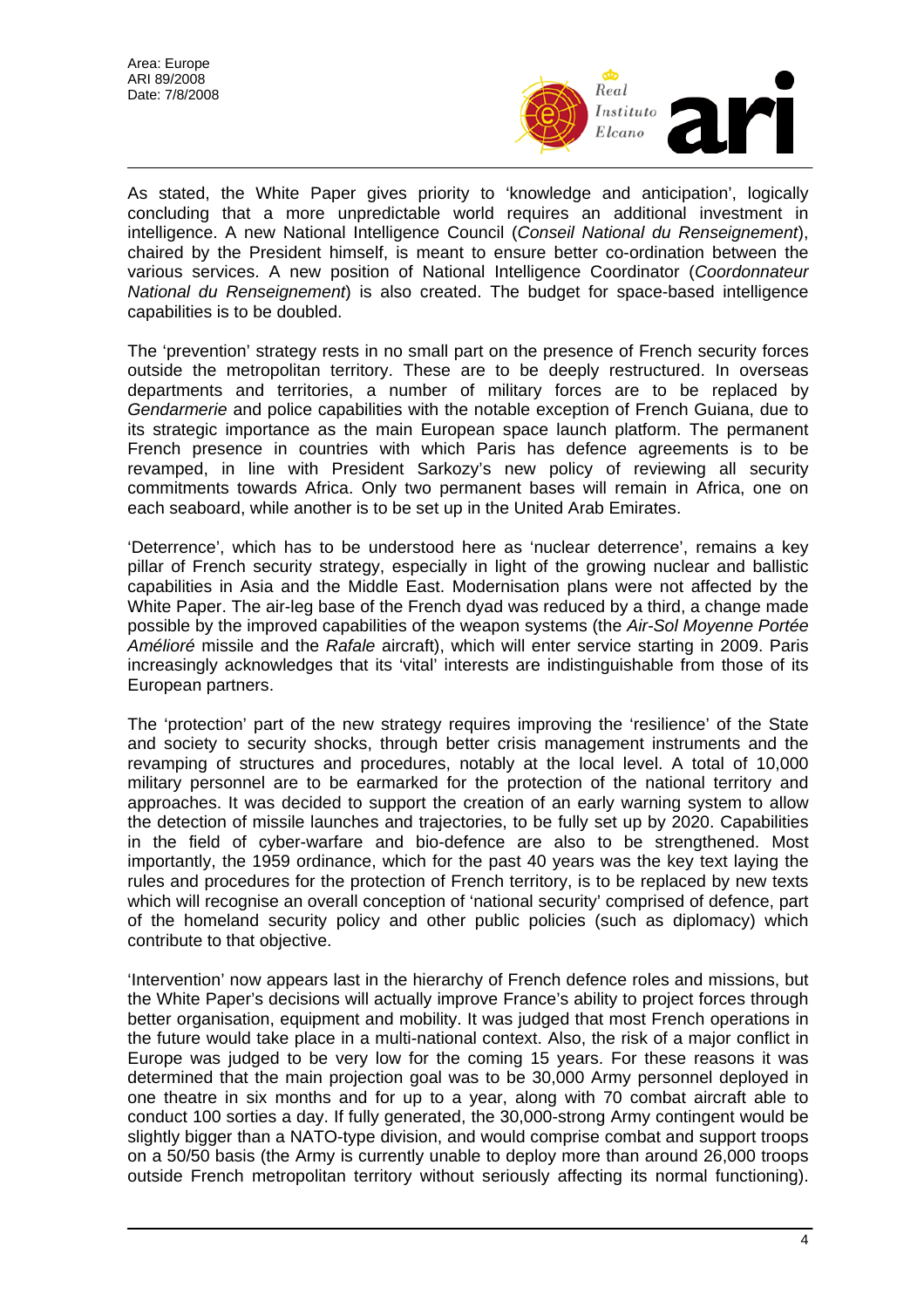As stated, the White Paper gives priority to 'knowledge and anticipation', logically concluding that a more unpredictable world requires an additional investment in intelligence. A new National Intelligence Council (*Conseil National du Renseignement*), chaired by the President himself, is meant to ensure better co-ordination between the various services. A new position of National Intelligence Coordinator (*Coordonnateur National du Renseignement*) is also created. The budget for space-based intelligence capabilities is to be doubled.

The 'prevention' strategy rests in no small part on the presence of French security forces outside the metropolitan territory. These are to be deeply restructured. In overseas departments and territories, a number of military forces are to be replaced by *Gendarmerie* and police capabilities with the notable exception of French Guiana, due to its strategic importance as the main European space launch platform. The permanent French presence in countries with which Paris has defence agreements is to be revamped, in line with President Sarkozy's new policy of reviewing all security commitments towards Africa. Only two permanent bases will remain in Africa, one on each seaboard, while another is to be set up in the United Arab Emirates.

'Deterrence', which has to be understood here as 'nuclear deterrence', remains a key pillar of French security strategy, especially in light of the growing nuclear and ballistic capabilities in Asia and the Middle East. Modernisation plans were not affected by the White Paper. The air-leg base of the French dyad was reduced by a third, a change made possible by the improved capabilities of the weapon systems (the *Air-Sol Moyenne Portée Amélioré* missile and the *Rafale* aircraft), which will enter service starting in 2009. Paris increasingly acknowledges that its 'vital' interests are indistinguishable from those of its European partners.

The 'protection' part of the new strategy requires improving the 'resilience' of the State and society to security shocks, through better crisis management instruments and the revamping of structures and procedures, notably at the local level. A total of 10,000 military personnel are to be earmarked for the protection of the national territory and approaches. It was decided to support the creation of an early warning system to allow the detection of missile launches and trajectories, to be fully set up by 2020. Capabilities in the field of cyber-warfare and bio-defence are also to be strengthened. Most importantly, the 1959 ordinance, which for the past 40 years was the key text laying the rules and procedures for the protection of French territory, is to be replaced by new texts which will recognise an overall conception of 'national security' comprised of defence, part of the homeland security policy and other public policies (such as diplomacy) which contribute to that objective.

'Intervention' now appears last in the hierarchy of French defence roles and missions, but the White Paper's decisions will actually improve France's ability to project forces through better organisation, equipment and mobility. It was judged that most French operations in the future would take place in a multi-national context. Also, the risk of a major conflict in Europe was judged to be very low for the coming 15 years. For these reasons it was determined that the main projection goal was to be 30,000 Army personnel deployed in one theatre in six months and for up to a year, along with 70 combat aircraft able to conduct 100 sorties a day. If fully generated, the 30,000-strong Army contingent would be slightly bigger than a NATO-type division, and would comprise combat and support troops on a 50/50 basis (the Army is currently unable to deploy more than around 26,000 troops outside French metropolitan territory without seriously affecting its normal functioning).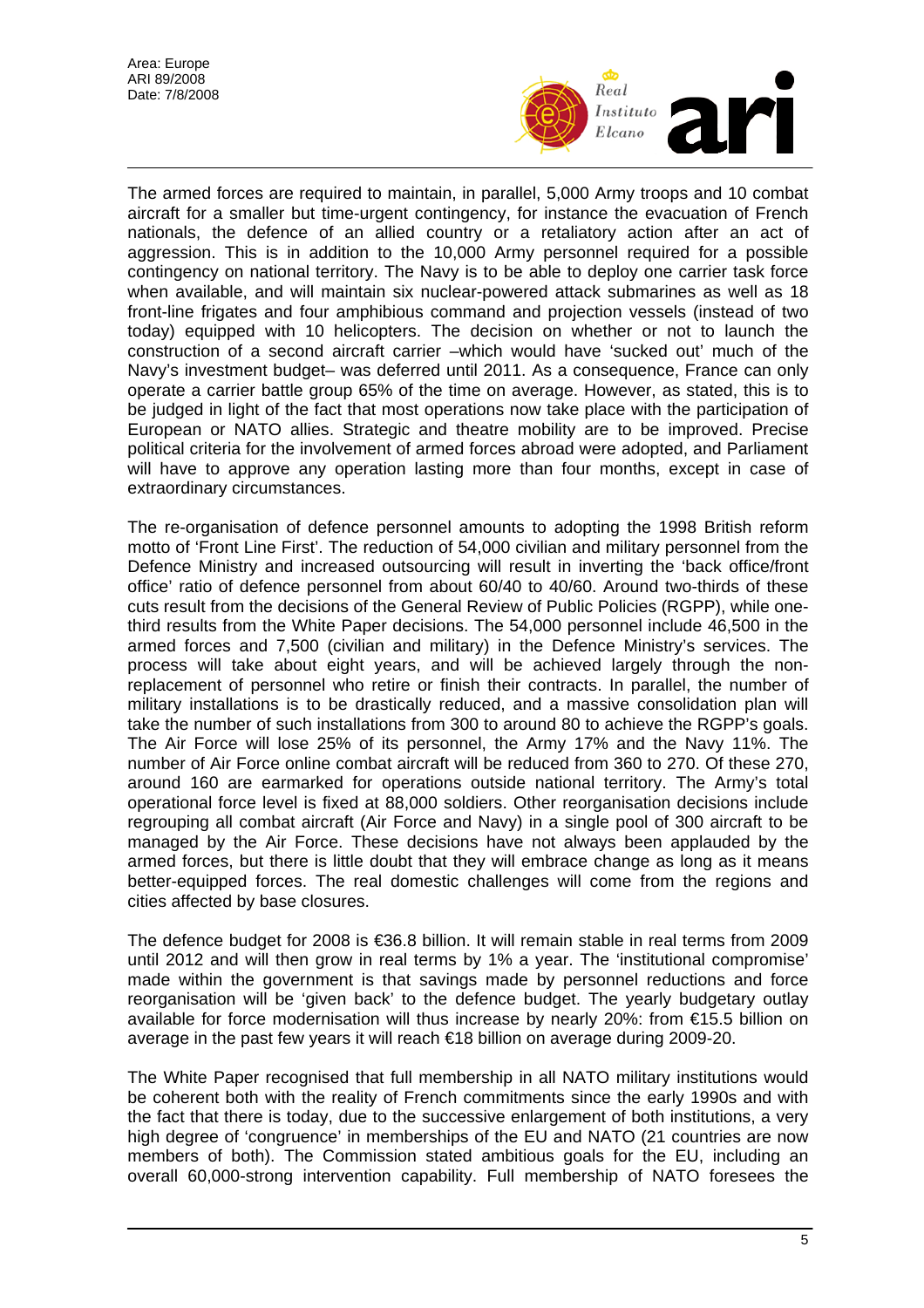The armed forces are required to maintain, in parallel, 5,000 Army troops and 10 combat aircraft for a smaller but time-urgent contingency, for instance the evacuation of French nationals, the defence of an allied country or a retaliatory action after an act of aggression. This is in addition to the 10,000 Army personnel required for a possible contingency on national territory. The Navy is to be able to deploy one carrier task force when available, and will maintain six nuclear-powered attack submarines as well as 18 front-line frigates and four amphibious command and projection vessels (instead of two today) equipped with 10 helicopters. The decision on whether or not to launch the construction of a second aircraft carrier –which would have 'sucked out' much of the Navy's investment budget– was deferred until 2011. As a consequence, France can only operate a carrier battle group 65% of the time on average. However, as stated, this is to be judged in light of the fact that most operations now take place with the participation of European or NATO allies. Strategic and theatre mobility are to be improved. Precise political criteria for the involvement of armed forces abroad were adopted, and Parliament will have to approve any operation lasting more than four months, except in case of extraordinary circumstances.

The re-organisation of defence personnel amounts to adopting the 1998 British reform motto of 'Front Line First'. The reduction of 54,000 civilian and military personnel from the Defence Ministry and increased outsourcing will result in inverting the 'back office/front office' ratio of defence personnel from about 60/40 to 40/60. Around two-thirds of these cuts result from the decisions of the General Review of Public Policies (RGPP), while one-third results from the White Paper decisions. The 54,000 personnel include 46,500 in the armed forces and 7,500 (civilian and military) in the Defence Ministry's services. The process will take about eight years, and will be achieved largely through the non-replacement of personnel who retire or finish their contracts. In parallel, the number of military installations is to be drastically reduced, and a massive consolidation plan will take the number of such installations from 300 to around 80 to achieve the RGPP's goals. The Air Force will lose 25% of its personnel, the Army 17% and the Navy 11%. The number of Air Force online combat aircraft will be reduced from 360 to 270. Of these 270, around 160 are earmarked for operations outside national territory. The Army's total operational force level is fixed at 88,000 soldiers. Other reorganisation decisions include regrouping all combat aircraft (Air Force and Navy) in a single pool of 300 aircraft to be managed by the Air Force. These decisions have not always been applauded by the armed forces, but there is little doubt that they will embrace change as long as it means better-equipped forces. The real domestic challenges will come from the regions and cities affected by base closures.

The defence budget for 2008 is €36.8 billion. It will remain stable in real terms from 2009 until 2012 and will then grow in real terms by 1% a year. The 'institutional compromise' made within the government is that savings made by personnel reductions and force reorganisation will be 'given back' to the defence budget. The yearly budgetary outlay available for force modernisation will thus increase by nearly 20%: from €15.5 billion on average in the past few years it will reach €18 billion on average during 2009-20.

The White Paper recognised that full membership in all NATO military institutions would be coherent both with the reality of French commitments since the early 1990s and with the fact that there is today, due to the successive enlargement of both institutions, a very high degree of 'congruence' in memberships of the EU and NATO (21 countries are now members of both). The Commission stated ambitious goals for the EU, including an overall 60,000-strong intervention capability. Full membership of NATO foresees the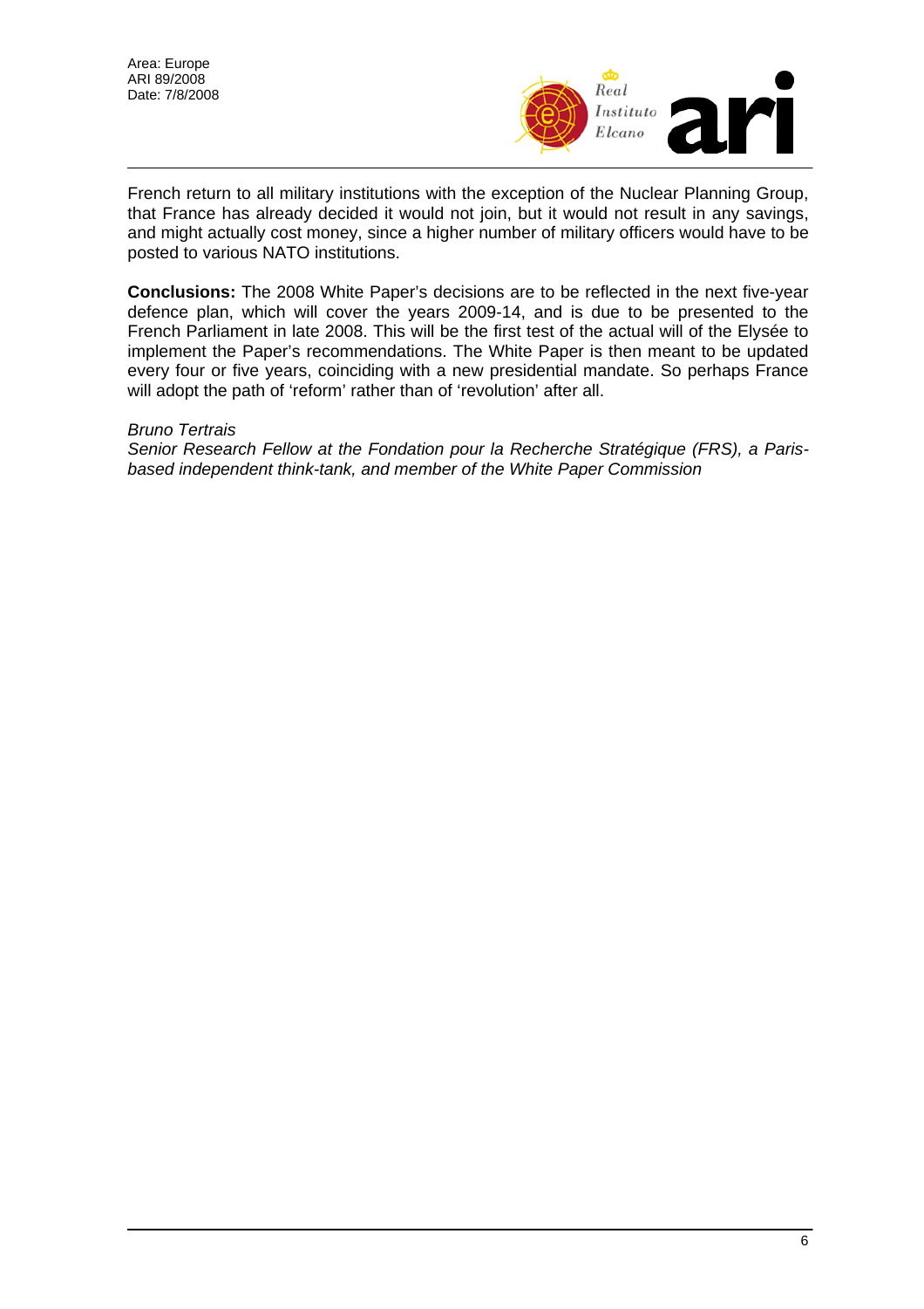French return to all military institutions with the exception of the Nuclear Planning Group, that France has already decided it would not join, but it would not result in any savings, and might actually cost money, since a higher number of military officers would have to be posted to various NATO institutions.

**Conclusions:** The 2008 White Paper's decisions are to be reflected in the next five-year defence plan, which will cover the years 2009-14, and is due to be presented to the French Parliament in late 2008. This will be the first test of the actual will of the Elysée to implement the Paper's recommendations. The White Paper is then meant to be updated every four or five years, coinciding with a new presidential mandate. So perhaps France will adopt the path of 'reform' rather than of 'revolution' after all.

*Bruno Tertrais*
*Senior Research Fellow at the Fondation pour la Recherche Stratégique (FRS), a Paris-based independent think-tank, and member of the White Paper Commission*